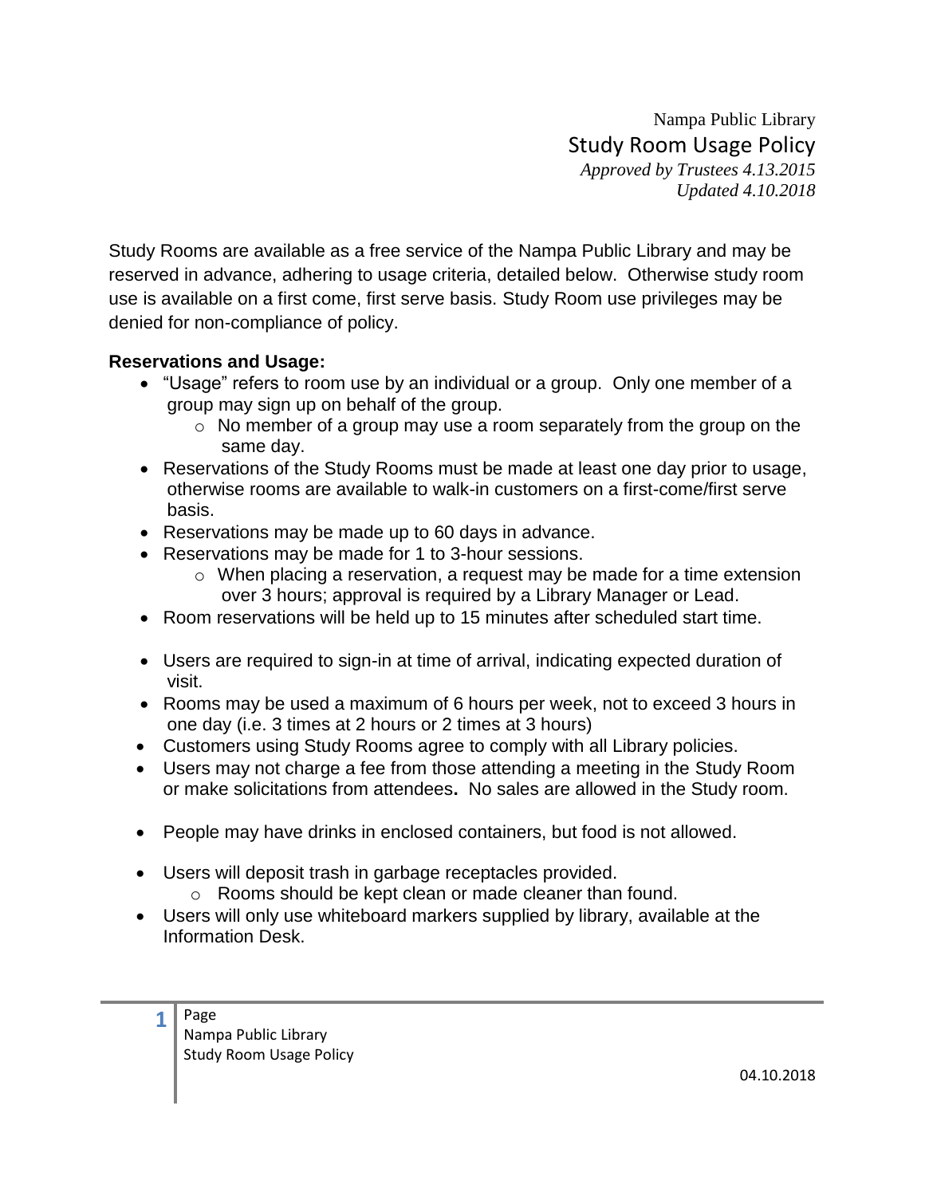Nampa Public Library

# Study Room Usage Policy

*Approved by Trustees 4.13.2015*
*Updated 4.10.2018*

Study Rooms are available as a free service of the Nampa Public Library and may be reserved in advance, adhering to usage criteria, detailed below. Otherwise study room use is available on a first come, first serve basis. Study Room use privileges may be denied for non-compliance of policy.

**Reservations and Usage:**

- "Usage" refers to room use by an individual or a group. Only one member of a group may sign up on behalf of the group.
  - No member of a group may use a room separately from the group on the same day.
- Reservations of the Study Rooms must be made at least one day prior to usage, otherwise rooms are available to walk-in customers on a first-come/first serve basis.
- Reservations may be made up to 60 days in advance.
- Reservations may be made for 1 to 3-hour sessions.
  - When placing a reservation, a request may be made for a time extension over 3 hours; approval is required by a Library Manager or Lead.
- Room reservations will be held up to 15 minutes after scheduled start time.
- Users are required to sign-in at time of arrival, indicating expected duration of visit.
- Rooms may be used a maximum of 6 hours per week, not to exceed 3 hours in one day (i.e. 3 times at 2 hours or 2 times at 3 hours)
- Customers using Study Rooms agree to comply with all Library policies.
- Users may not charge a fee from those attending a meeting in the Study Room or make solicitations from attendees**.** No sales are allowed in the Study room.
- People may have drinks in enclosed containers, but food is not allowed.
- Users will deposit trash in garbage receptacles provided.
  - Rooms should be kept clean or made cleaner than found.
- Users will only use whiteboard markers supplied by library, available at the Information Desk.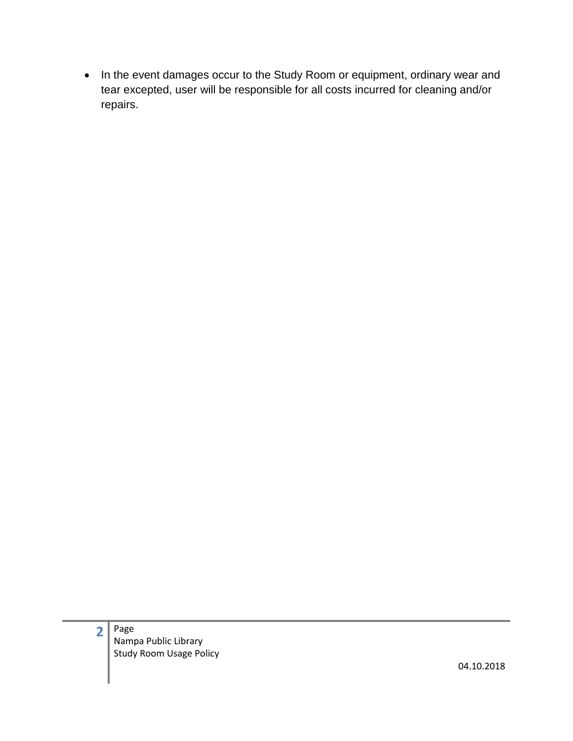- In the event damages occur to the Study Room or equipment, ordinary wear and tear excepted, user will be responsible for all costs incurred for cleaning and/or repairs.